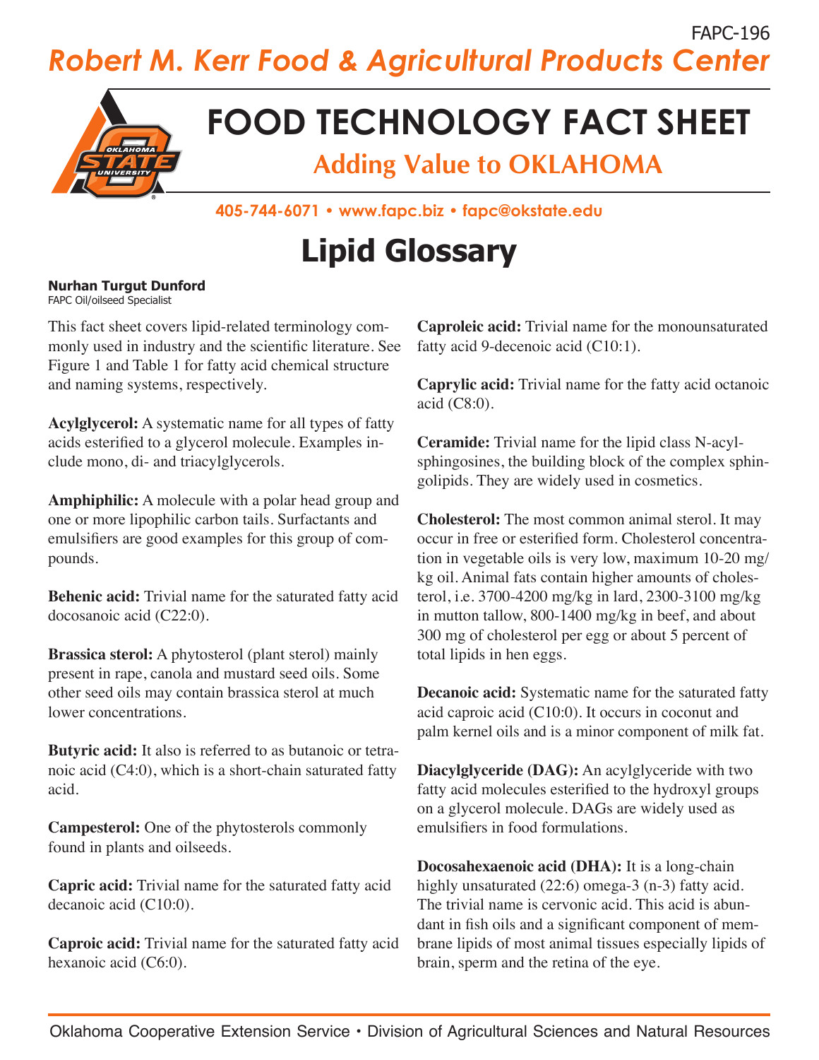FAPC-196

*Robert M. Kerr Food & Agricultural Products Center*

# FOOD TECHNOLOGY FACT SHEET

**Adding Value to OKLAHOMA**

405-744-6071 • www.fapc.biz • fapc@okstate.edu

# Lipid Glossary

**Nurhan Turgut Dunford**
FAPC Oil/oilseed Specialist

This fact sheet covers lipid-related terminology commonly used in industry and the scientific literature. See Figure 1 and Table 1 for fatty acid chemical structure and naming systems, respectively.

**Acylglycerol:** A systematic name for all types of fatty acids esterified to a glycerol molecule. Examples include mono, di- and triacylglycerols.

**Amphiphilic:** A molecule with a polar head group and one or more lipophilic carbon tails. Surfactants and emulsifiers are good examples for this group of compounds.

**Behenic acid:** Trivial name for the saturated fatty acid docosanoic acid (C22:0).

**Brassica sterol:** A phytosterol (plant sterol) mainly present in rape, canola and mustard seed oils. Some other seed oils may contain brassica sterol at much lower concentrations.

**Butyric acid:** It also is referred to as butanoic or tetranoic acid (C4:0), which is a short-chain saturated fatty acid.

**Campesterol:** One of the phytosterols commonly found in plants and oilseeds.

**Capric acid:** Trivial name for the saturated fatty acid decanoic acid (C10:0).

**Caproic acid:** Trivial name for the saturated fatty acid hexanoic acid (C6:0).

**Caproleic acid:** Trivial name for the monounsaturated fatty acid 9-decenoic acid (C10:1).

**Caprylic acid:** Trivial name for the fatty acid octanoic acid (C8:0).

**Ceramide:** Trivial name for the lipid class N-acylsphingosines, the building block of the complex sphingolipids. They are widely used in cosmetics.

**Cholesterol:** The most common animal sterol. It may occur in free or esterified form. Cholesterol concentration in vegetable oils is very low, maximum 10-20 mg/kg oil. Animal fats contain higher amounts of cholesterol, i.e. 3700-4200 mg/kg in lard, 2300-3100 mg/kg in mutton tallow, 800-1400 mg/kg in beef, and about 300 mg of cholesterol per egg or about 5 percent of total lipids in hen eggs.

**Decanoic acid:** Systematic name for the saturated fatty acid caproic acid (C10:0). It occurs in coconut and palm kernel oils and is a minor component of milk fat.

**Diacylglyceride (DAG):** An acylglyceride with two fatty acid molecules esterified to the hydroxyl groups on a glycerol molecule. DAGs are widely used as emulsifiers in food formulations.

**Docosahexaenoic acid (DHA):** It is a long-chain highly unsaturated (22:6) omega-3 (n-3) fatty acid. The trivial name is cervonic acid. This acid is abundant in fish oils and a significant component of membrane lipids of most animal tissues especially lipids of brain, sperm and the retina of the eye.

Oklahoma Cooperative Extension Service • Division of Agricultural Sciences and Natural Resources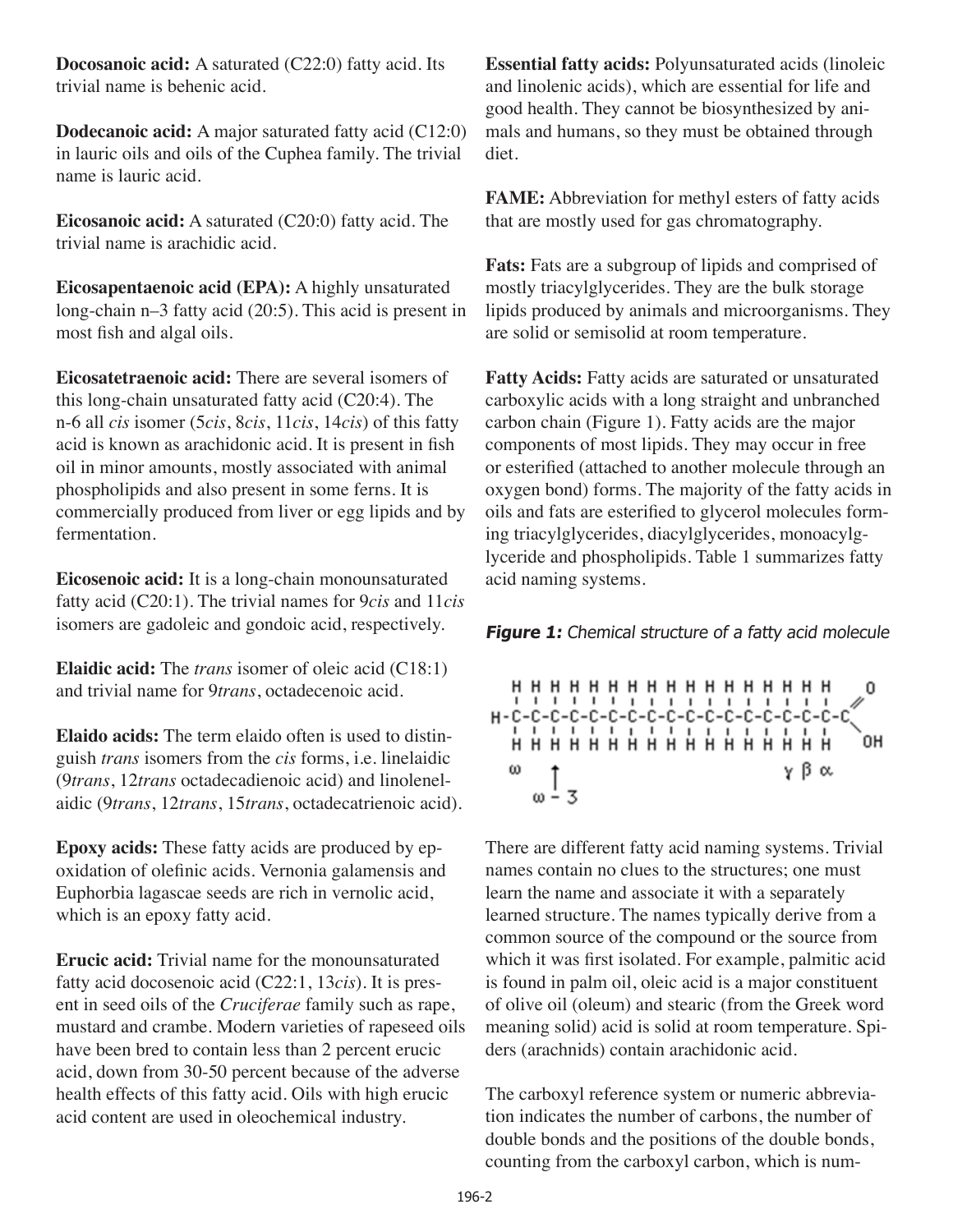**Docosanoic acid:** A saturated (C22:0) fatty acid. Its trivial name is behenic acid.

**Dodecanoic acid:** A major saturated fatty acid (C12:0) in lauric oils and oils of the Cuphea family. The trivial name is lauric acid.

**Eicosanoic acid:** A saturated (C20:0) fatty acid. The trivial name is arachidic acid.

**Eicosapentaenoic acid (EPA):** A highly unsaturated long-chain n–3 fatty acid (20:5). This acid is present in most fish and algal oils.

**Eicosatetraenoic acid:** There are several isomers of this long-chain unsaturated fatty acid (C20:4). The n-6 all *cis* isomer (5*cis*, 8*cis*, 11*cis*, 14*cis*) of this fatty acid is known as arachidonic acid. It is present in fish oil in minor amounts, mostly associated with animal phospholipids and also present in some ferns. It is commercially produced from liver or egg lipids and by fermentation.

**Eicosenoic acid:** It is a long-chain monounsaturated fatty acid (C20:1). The trivial names for 9*cis* and 11*cis* isomers are gadoleic and gondoic acid, respectively.

**Elaidic acid:** The *trans* isomer of oleic acid (C18:1) and trivial name for 9*trans*, octadecenoic acid.

**Elaido acids:** The term elaido often is used to distinguish *trans* isomers from the *cis* forms, i.e. linelaidic (9*trans*, 12*trans* octadecadienoic acid) and linolenelaidic (9*trans*, 12*trans*, 15*trans*, octadecatrienoic acid).

**Epoxy acids:** These fatty acids are produced by epoxidation of olefinic acids. Vernonia galamensis and Euphorbia lagascae seeds are rich in vernolic acid, which is an epoxy fatty acid.

**Erucic acid:** Trivial name for the monounsaturated fatty acid docosenoic acid (C22:1, 13*cis*). It is present in seed oils of the *Cruciferae* family such as rape, mustard and crambe. Modern varieties of rapeseed oils have been bred to contain less than 2 percent erucic acid, down from 30-50 percent because of the adverse health effects of this fatty acid. Oils with high erucic acid content are used in oleochemical industry.

**Essential fatty acids:** Polyunsaturated acids (linoleic and linolenic acids), which are essential for life and good health. They cannot be biosynthesized by animals and humans, so they must be obtained through diet.

**FAME:** Abbreviation for methyl esters of fatty acids that are mostly used for gas chromatography.

**Fats:** Fats are a subgroup of lipids and comprised of mostly triacylglycerides. They are the bulk storage lipids produced by animals and microorganisms. They are solid or semisolid at room temperature.

**Fatty Acids:** Fatty acids are saturated or unsaturated carboxylic acids with a long straight and unbranched carbon chain (Figure 1). Fatty acids are the major components of most lipids. They may occur in free or esterified (attached to another molecule through an oxygen bond) forms. The majority of the fatty acids in oils and fats are esterified to glycerol molecules forming triacylglycerides, diacylglycerides, monoacylglyceride and phospholipids. Table 1 summarizes fatty acid naming systems.

***Figure 1:*** *Chemical structure of a fatty acid molecule*

```
  H H H H H H H H H H H H H H H H H      O
  | | | | | | | | | | | | | | | | |    //
H-C-C-C-C-C-C-C-C-C-C-C-C-C-C-C-C-C-C
  | | | | | | | | | | | | | | | | |    \
  H H H H H H H H H H H H H H H H H     OH
  ω                           γ β α
      ↑
    ω - 3
```

There are different fatty acid naming systems. Trivial names contain no clues to the structures; one must learn the name and associate it with a separately learned structure. The names typically derive from a common source of the compound or the source from which it was first isolated. For example, palmitic acid is found in palm oil, oleic acid is a major constituent of olive oil (oleum) and stearic (from the Greek word meaning solid) acid is solid at room temperature. Spiders (arachnids) contain arachidonic acid.

The carboxyl reference system or numeric abbreviation indicates the number of carbons, the number of double bonds and the positions of the double bonds, counting from the carboxyl carbon, which is num-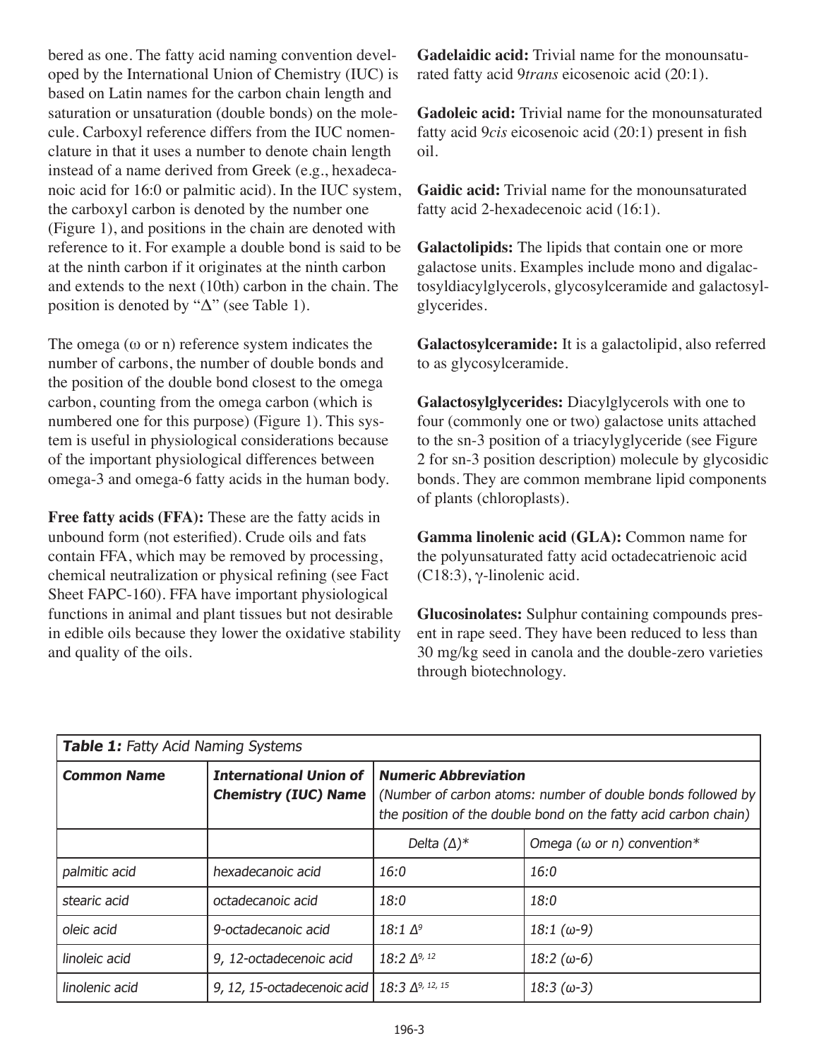bered as one. The fatty acid naming convention developed by the International Union of Chemistry (IUC) is based on Latin names for the carbon chain length and saturation or unsaturation (double bonds) on the molecule. Carboxyl reference differs from the IUC nomenclature in that it uses a number to denote chain length instead of a name derived from Greek (e.g., hexadecanoic acid for 16:0 or palmitic acid). In the IUC system, the carboxyl carbon is denoted by the number one (Figure 1), and positions in the chain are denoted with reference to it. For example a double bond is said to be at the ninth carbon if it originates at the ninth carbon and extends to the next (10th) carbon in the chain. The position is denoted by "Δ" (see Table 1).

The omega (ω or n) reference system indicates the number of carbons, the number of double bonds and the position of the double bond closest to the omega carbon, counting from the omega carbon (which is numbered one for this purpose) (Figure 1). This system is useful in physiological considerations because of the important physiological differences between omega-3 and omega-6 fatty acids in the human body.

**Free fatty acids (FFA):** These are the fatty acids in unbound form (not esterified). Crude oils and fats contain FFA, which may be removed by processing, chemical neutralization or physical refining (see Fact Sheet FAPC-160). FFA have important physiological functions in animal and plant tissues but not desirable in edible oils because they lower the oxidative stability and quality of the oils.

**Gadelaidic acid:** Trivial name for the monounsaturated fatty acid 9*trans* eicosenoic acid (20:1).

**Gadoleic acid:** Trivial name for the monounsaturated fatty acid 9*cis* eicosenoic acid (20:1) present in fish oil.

**Gaidic acid:** Trivial name for the monounsaturated fatty acid 2-hexadecenoic acid (16:1).

**Galactolipids:** The lipids that contain one or more galactose units. Examples include mono and digalactosyldiacylglycerols, glycosylceramide and galactosylglycerides.

**Galactosylceramide:** It is a galactolipid, also referred to as glycosylceramide.

**Galactosylglycerides:** Diacylglycerols with one to four (commonly one or two) galactose units attached to the sn-3 position of a triacylyglyceride (see Figure 2 for sn-3 position description) molecule by glycosidic bonds. They are common membrane lipid components of plants (chloroplasts).

**Gamma linolenic acid (GLA):** Common name for the polyunsaturated fatty acid octadecatrienoic acid (C18:3), γ-linolenic acid.

**Glucosinolates:** Sulphur containing compounds present in rape seed. They have been reduced to less than 30 mg/kg seed in canola and the double-zero varieties through biotechnology.

***Table 1:*** *Fatty Acid Naming Systems*

| ***Common Name*** | ***International Union of Chemistry (IUC) Name*** | ***Numeric Abbreviation*** *(Number of carbon atoms: number of double bonds followed by the position of the double bond on the fatty acid carbon chain)* | |
|---|---|---|---|
| | | *Delta (Δ)\** | *Omega (ω or n) convention\** |
| *palmitic acid* | *hexadecanoic acid* | *16:0* | *16:0* |
| *stearic acid* | *octadecanoic acid* | *18:0* | *18:0* |
| *oleic acid* | *9-octadecanoic acid* | *18:1* $\Delta^{9}$ | *18:1 (ω-9)* |
| *linoleic acid* | *9, 12-octadecenoic acid* | *18:2* $\Delta^{9,\,12}$ | *18:2 (ω-6)* |
| *linolenic acid* | *9, 12, 15-octadecenoic acid* | *18:3* $\Delta^{9,\,12,\,15}$ | *18:3 (ω-3)* |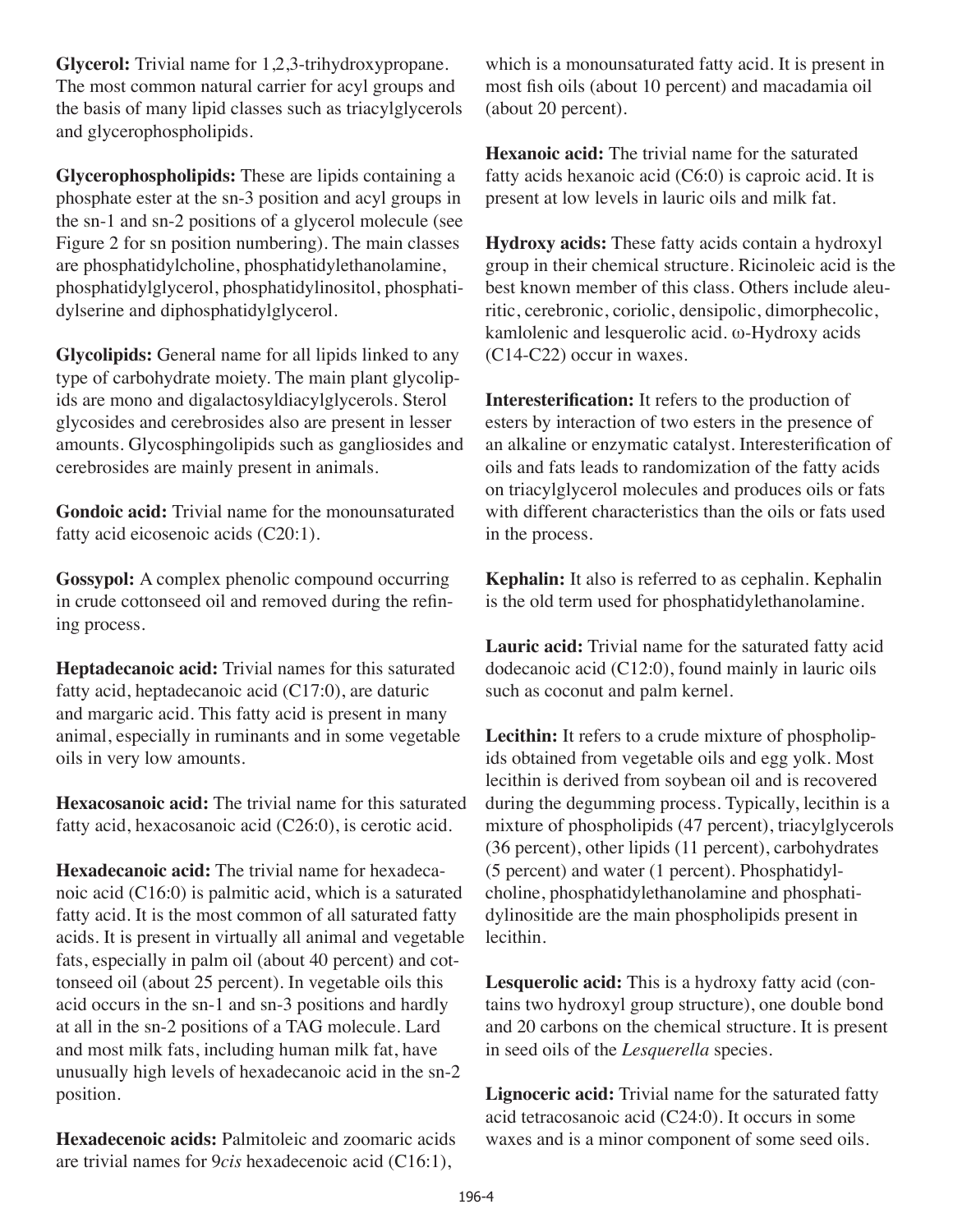**Glycerol:** Trivial name for 1,2,3-trihydroxypropane. The most common natural carrier for acyl groups and the basis of many lipid classes such as triacylglycerols and glycerophospholipids.

**Glycerophospholipids:** These are lipids containing a phosphate ester at the sn-3 position and acyl groups in the sn-1 and sn-2 positions of a glycerol molecule (see Figure 2 for sn position numbering). The main classes are phosphatidylcholine, phosphatidylethanolamine, phosphatidylglycerol, phosphatidylinositol, phosphatidylserine and diphosphatidylglycerol.

**Glycolipids:** General name for all lipids linked to any type of carbohydrate moiety. The main plant glycolipids are mono and digalactosyldiacylglycerols. Sterol glycosides and cerebrosides also are present in lesser amounts. Glycosphingolipids such as gangliosides and cerebrosides are mainly present in animals.

**Gondoic acid:** Trivial name for the monounsaturated fatty acid eicosenoic acids (C20:1).

**Gossypol:** A complex phenolic compound occurring in crude cottonseed oil and removed during the refining process.

**Heptadecanoic acid:** Trivial names for this saturated fatty acid, heptadecanoic acid (C17:0), are daturic and margaric acid. This fatty acid is present in many animal, especially in ruminants and in some vegetable oils in very low amounts.

**Hexacosanoic acid:** The trivial name for this saturated fatty acid, hexacosanoic acid (C26:0), is cerotic acid.

**Hexadecanoic acid:** The trivial name for hexadecanoic acid (C16:0) is palmitic acid, which is a saturated fatty acid. It is the most common of all saturated fatty acids. It is present in virtually all animal and vegetable fats, especially in palm oil (about 40 percent) and cottonseed oil (about 25 percent). In vegetable oils this acid occurs in the sn-1 and sn-3 positions and hardly at all in the sn-2 positions of a TAG molecule. Lard and most milk fats, including human milk fat, have unusually high levels of hexadecanoic acid in the sn-2 position.

**Hexadecenoic acids:** Palmitoleic and zoomaric acids are trivial names for 9*cis* hexadecenoic acid (C16:1), which is a monounsaturated fatty acid. It is present in most fish oils (about 10 percent) and macadamia oil (about 20 percent).

**Hexanoic acid:** The trivial name for the saturated fatty acids hexanoic acid (C6:0) is caproic acid. It is present at low levels in lauric oils and milk fat.

**Hydroxy acids:** These fatty acids contain a hydroxyl group in their chemical structure. Ricinoleic acid is the best known member of this class. Others include aleuritic, cerebronic, coriolic, densipolic, dimorphecolic, kamlolenic and lesquerolic acid. ω-Hydroxy acids (C14-C22) occur in waxes.

**Interesterification:** It refers to the production of esters by interaction of two esters in the presence of an alkaline or enzymatic catalyst. Interesterification of oils and fats leads to randomization of the fatty acids on triacylglycerol molecules and produces oils or fats with different characteristics than the oils or fats used in the process.

**Kephalin:** It also is referred to as cephalin. Kephalin is the old term used for phosphatidylethanolamine.

**Lauric acid:** Trivial name for the saturated fatty acid dodecanoic acid (C12:0), found mainly in lauric oils such as coconut and palm kernel.

**Lecithin:** It refers to a crude mixture of phospholipids obtained from vegetable oils and egg yolk. Most lecithin is derived from soybean oil and is recovered during the degumming process. Typically, lecithin is a mixture of phospholipids (47 percent), triacylglycerols (36 percent), other lipids (11 percent), carbohydrates (5 percent) and water (1 percent). Phosphatidylcholine, phosphatidylethanolamine and phosphatidylinositide are the main phospholipids present in lecithin.

**Lesquerolic acid:** This is a hydroxy fatty acid (contains two hydroxyl group structure), one double bond and 20 carbons on the chemical structure. It is present in seed oils of the *Lesquerella* species.

**Lignoceric acid:** Trivial name for the saturated fatty acid tetracosanoic acid (C24:0). It occurs in some waxes and is a minor component of some seed oils.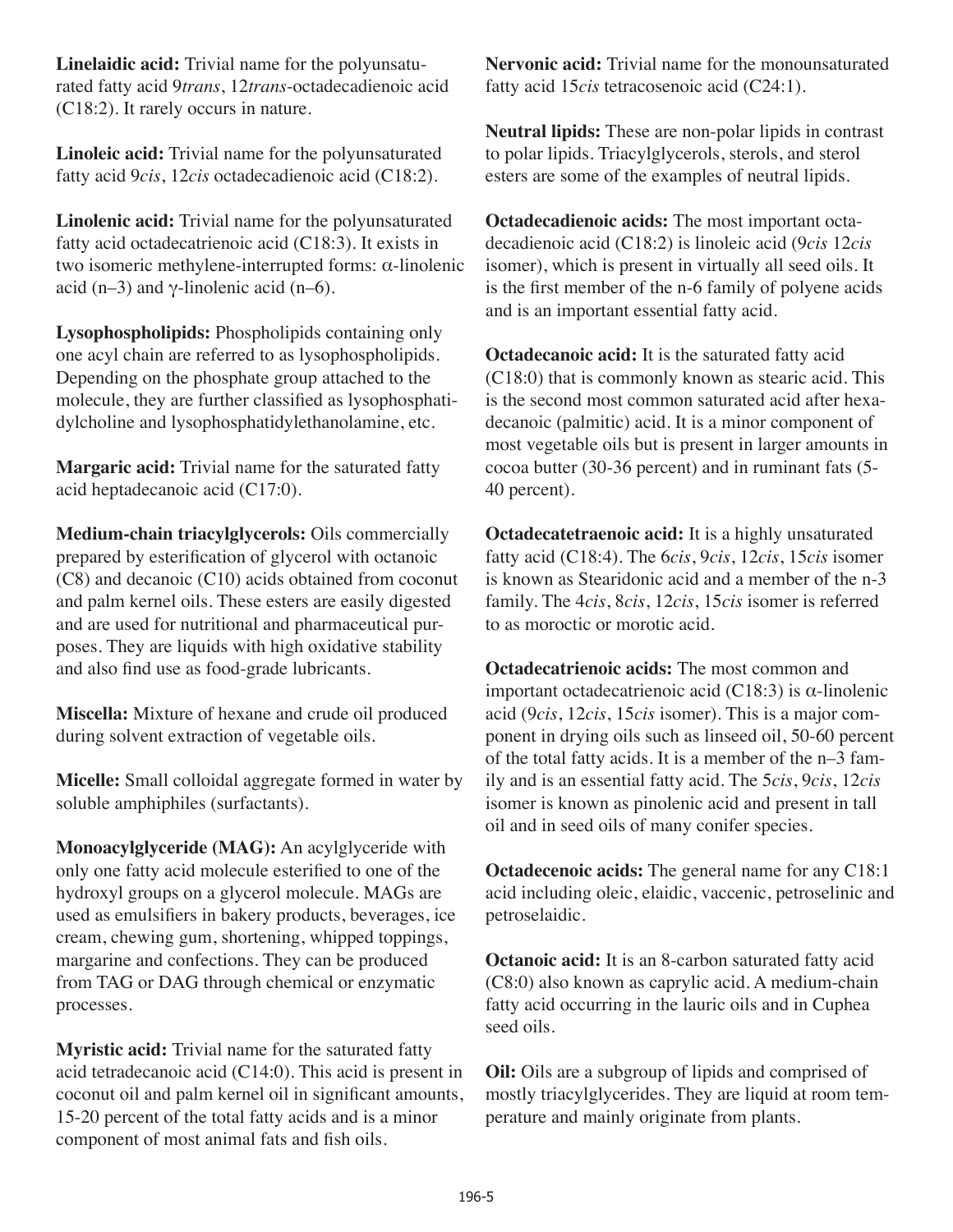**Linelaidic acid:** Trivial name for the polyunsaturated fatty acid 9*trans*, 12*trans*-octadecadienoic acid (C18:2). It rarely occurs in nature.

**Linoleic acid:** Trivial name for the polyunsaturated fatty acid 9*cis*, 12*cis* octadecadienoic acid (C18:2).

**Linolenic acid:** Trivial name for the polyunsaturated fatty acid octadecatrienoic acid (C18:3). It exists in two isomeric methylene-interrupted forms: α-linolenic acid (n–3) and γ-linolenic acid (n–6).

**Lysophospholipids:** Phospholipids containing only one acyl chain are referred to as lysophospholipids. Depending on the phosphate group attached to the molecule, they are further classified as lysophosphatidylcholine and lysophosphatidylethanolamine, etc.

**Margaric acid:** Trivial name for the saturated fatty acid heptadecanoic acid (C17:0).

**Medium-chain triacylglycerols:** Oils commercially prepared by esterification of glycerol with octanoic (C8) and decanoic (C10) acids obtained from coconut and palm kernel oils. These esters are easily digested and are used for nutritional and pharmaceutical purposes. They are liquids with high oxidative stability and also find use as food-grade lubricants.

**Miscella:** Mixture of hexane and crude oil produced during solvent extraction of vegetable oils.

**Micelle:** Small colloidal aggregate formed in water by soluble amphiphiles (surfactants).

**Monoacylglyceride (MAG):** An acylglyceride with only one fatty acid molecule esterified to one of the hydroxyl groups on a glycerol molecule. MAGs are used as emulsifiers in bakery products, beverages, ice cream, chewing gum, shortening, whipped toppings, margarine and confections. They can be produced from TAG or DAG through chemical or enzymatic processes.

**Myristic acid:** Trivial name for the saturated fatty acid tetradecanoic acid (C14:0). This acid is present in coconut oil and palm kernel oil in significant amounts, 15-20 percent of the total fatty acids and is a minor component of most animal fats and fish oils.

**Nervonic acid:** Trivial name for the monounsaturated fatty acid 15*cis* tetracosenoic acid (C24:1).

**Neutral lipids:** These are non-polar lipids in contrast to polar lipids. Triacylglycerols, sterols, and sterol esters are some of the examples of neutral lipids.

**Octadecadienoic acids:** The most important octadecadienoic acid (C18:2) is linoleic acid (9*cis* 12*cis* isomer), which is present in virtually all seed oils. It is the first member of the n-6 family of polyene acids and is an important essential fatty acid.

**Octadecanoic acid:** It is the saturated fatty acid (C18:0) that is commonly known as stearic acid. This is the second most common saturated acid after hexadecanoic (palmitic) acid. It is a minor component of most vegetable oils but is present in larger amounts in cocoa butter (30-36 percent) and in ruminant fats (5-40 percent).

**Octadecatetraenoic acid:** It is a highly unsaturated fatty acid (C18:4). The 6*cis*, 9*cis*, 12*cis*, 15*cis* isomer is known as Stearidonic acid and a member of the n-3 family. The 4*cis*, 8*cis*, 12*cis*, 15*cis* isomer is referred to as moroctic or morotic acid.

**Octadecatrienoic acids:** The most common and important octadecatrienoic acid (C18:3) is α-linolenic acid (9*cis*, 12*cis*, 15*cis* isomer). This is a major component in drying oils such as linseed oil, 50-60 percent of the total fatty acids. It is a member of the n–3 family and is an essential fatty acid. The 5*cis*, 9*cis*, 12*cis* isomer is known as pinolenic acid and present in tall oil and in seed oils of many conifer species.

**Octadecenoic acids:** The general name for any C18:1 acid including oleic, elaidic, vaccenic, petroselinic and petroselaidic.

**Octanoic acid:** It is an 8-carbon saturated fatty acid (C8:0) also known as caprylic acid. A medium-chain fatty acid occurring in the lauric oils and in Cuphea seed oils.

**Oil:** Oils are a subgroup of lipids and comprised of mostly triacylglycerides. They are liquid at room temperature and mainly originate from plants.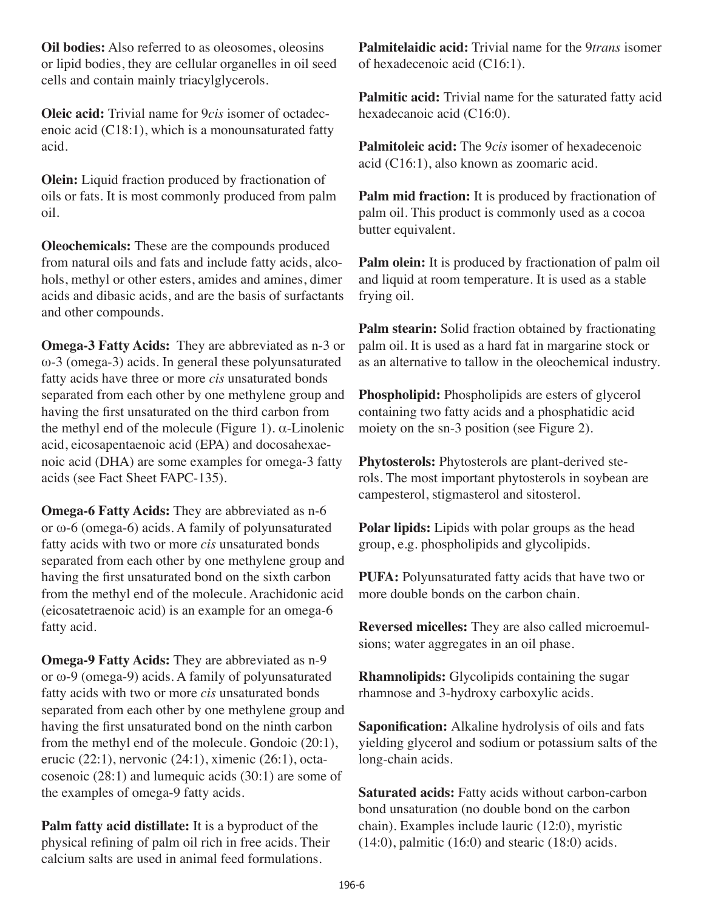**Oil bodies:** Also referred to as oleosomes, oleosins or lipid bodies, they are cellular organelles in oil seed cells and contain mainly triacylglycerols.

**Oleic acid:** Trivial name for 9*cis* isomer of octadecenoic acid (C18:1), which is a monounsaturated fatty acid.

**Olein:** Liquid fraction produced by fractionation of oils or fats. It is most commonly produced from palm oil.

**Oleochemicals:** These are the compounds produced from natural oils and fats and include fatty acids, alcohols, methyl or other esters, amides and amines, dimer acids and dibasic acids, and are the basis of surfactants and other compounds.

**Omega-3 Fatty Acids:** They are abbreviated as n-3 or ω-3 (omega-3) acids. In general these polyunsaturated fatty acids have three or more *cis* unsaturated bonds separated from each other by one methylene group and having the first unsaturated on the third carbon from the methyl end of the molecule (Figure 1). α-Linolenic acid, eicosapentaenoic acid (EPA) and docosahexaenoic acid (DHA) are some examples for omega-3 fatty acids (see Fact Sheet FAPC-135).

**Omega-6 Fatty Acids:** They are abbreviated as n-6 or ω-6 (omega-6) acids. A family of polyunsaturated fatty acids with two or more *cis* unsaturated bonds separated from each other by one methylene group and having the first unsaturated bond on the sixth carbon from the methyl end of the molecule. Arachidonic acid (eicosatetraenoic acid) is an example for an omega-6 fatty acid.

**Omega-9 Fatty Acids:** They are abbreviated as n-9 or ω-9 (omega-9) acids. A family of polyunsaturated fatty acids with two or more *cis* unsaturated bonds separated from each other by one methylene group and having the first unsaturated bond on the ninth carbon from the methyl end of the molecule. Gondoic (20:1), erucic (22:1), nervonic (24:1), ximenic (26:1), octacosenoic (28:1) and lumequic acids (30:1) are some of the examples of omega-9 fatty acids.

**Palm fatty acid distillate:** It is a byproduct of the physical refining of palm oil rich in free acids. Their calcium salts are used in animal feed formulations.

**Palmitelaidic acid:** Trivial name for the 9*trans* isomer of hexadecenoic acid (C16:1).

**Palmitic acid:** Trivial name for the saturated fatty acid hexadecanoic acid (C16:0).

**Palmitoleic acid:** The 9*cis* isomer of hexadecenoic acid (C16:1), also known as zoomaric acid.

**Palm mid fraction:** It is produced by fractionation of palm oil. This product is commonly used as a cocoa butter equivalent.

**Palm olein:** It is produced by fractionation of palm oil and liquid at room temperature. It is used as a stable frying oil.

**Palm stearin:** Solid fraction obtained by fractionating palm oil. It is used as a hard fat in margarine stock or as an alternative to tallow in the oleochemical industry.

**Phospholipid:** Phospholipids are esters of glycerol containing two fatty acids and a phosphatidic acid moiety on the sn-3 position (see Figure 2).

**Phytosterols:** Phytosterols are plant-derived sterols. The most important phytosterols in soybean are campesterol, stigmasterol and sitosterol.

**Polar lipids:** Lipids with polar groups as the head group, e.g. phospholipids and glycolipids.

**PUFA:** Polyunsaturated fatty acids that have two or more double bonds on the carbon chain.

**Reversed micelles:** They are also called microemulsions; water aggregates in an oil phase.

**Rhamnolipids:** Glycolipids containing the sugar rhamnose and 3-hydroxy carboxylic acids.

**Saponification:** Alkaline hydrolysis of oils and fats yielding glycerol and sodium or potassium salts of the long-chain acids.

**Saturated acids:** Fatty acids without carbon-carbon bond unsaturation (no double bond on the carbon chain). Examples include lauric (12:0), myristic (14:0), palmitic (16:0) and stearic (18:0) acids.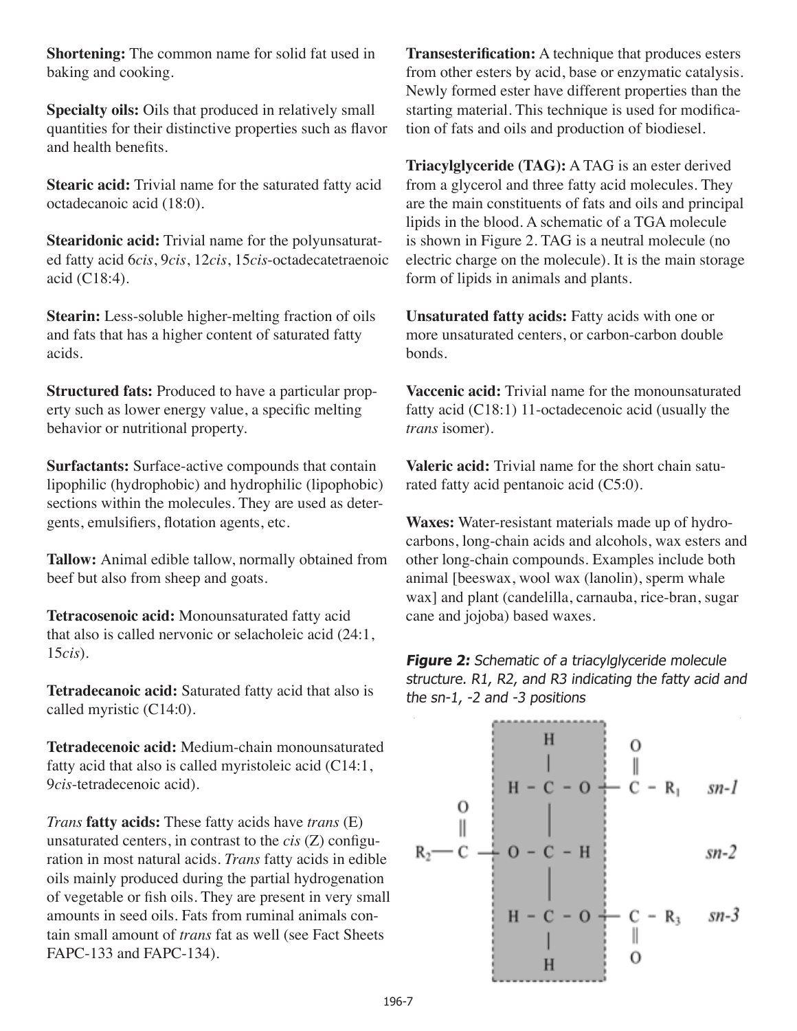**Shortening:** The common name for solid fat used in baking and cooking.

**Specialty oils:** Oils that produced in relatively small quantities for their distinctive properties such as flavor and health benefits.

**Stearic acid:** Trivial name for the saturated fatty acid octadecanoic acid (18:0).

**Stearidonic acid:** Trivial name for the polyunsaturated fatty acid 6*cis*, 9*cis*, 12*cis*, 15*cis*-octadecatetraenoic acid (C18:4).

**Stearin:** Less-soluble higher-melting fraction of oils and fats that has a higher content of saturated fatty acids.

**Structured fats:** Produced to have a particular property such as lower energy value, a specific melting behavior or nutritional property.

**Surfactants:** Surface-active compounds that contain lipophilic (hydrophobic) and hydrophilic (lipophobic) sections within the molecules. They are used as detergents, emulsifiers, flotation agents, etc.

**Tallow:** Animal edible tallow, normally obtained from beef but also from sheep and goats.

**Tetracosenoic acid:** Monounsaturated fatty acid that also is called nervonic or selacholeic acid (24:1, 15*cis*).

**Tetradecanoic acid:** Saturated fatty acid that also is called myristic (C14:0).

**Tetradecenoic acid:** Medium-chain monounsaturated fatty acid that also is called myristoleic acid (C14:1, 9*cis*-tetradecenoic acid).

***Trans* fatty acids:** These fatty acids have *trans* (E) unsaturated centers, in contrast to the *cis* (Z) configuration in most natural acids. *Trans* fatty acids in edible oils mainly produced during the partial hydrogenation of vegetable or fish oils. They are present in very small amounts in seed oils. Fats from ruminal animals contain small amount of *trans* fat as well (see Fact Sheets FAPC-133 and FAPC-134).

**Transesterification:** A technique that produces esters from other esters by acid, base or enzymatic catalysis. Newly formed ester have different properties than the starting material. This technique is used for modification of fats and oils and production of biodiesel.

**Triacylglyceride (TAG):** A TAG is an ester derived from a glycerol and three fatty acid molecules. They are the main constituents of fats and oils and principal lipids in the blood. A schematic of a TGA molecule is shown in Figure 2. TAG is a neutral molecule (no electric charge on the molecule). It is the main storage form of lipids in animals and plants.

**Unsaturated fatty acids:** Fatty acids with one or more unsaturated centers, or carbon-carbon double bonds.

**Vaccenic acid:** Trivial name for the monounsaturated fatty acid (C18:1) 11-octadecenoic acid (usually the *trans* isomer).

**Valeric acid:** Trivial name for the short chain saturated fatty acid pentanoic acid (C5:0).

**Waxes:** Water-resistant materials made up of hydrocarbons, long-chain acids and alcohols, wax esters and other long-chain compounds. Examples include both animal [beeswax, wool wax (lanolin), sperm whale wax] and plant (candelilla, carnauba, rice-bran, sugar cane and jojoba) based waxes.

***Figure 2:*** *Schematic of a triacylglyceride molecule structure. R1, R2, and R3 indicating the fatty acid and the sn-1, -2 and -3 positions*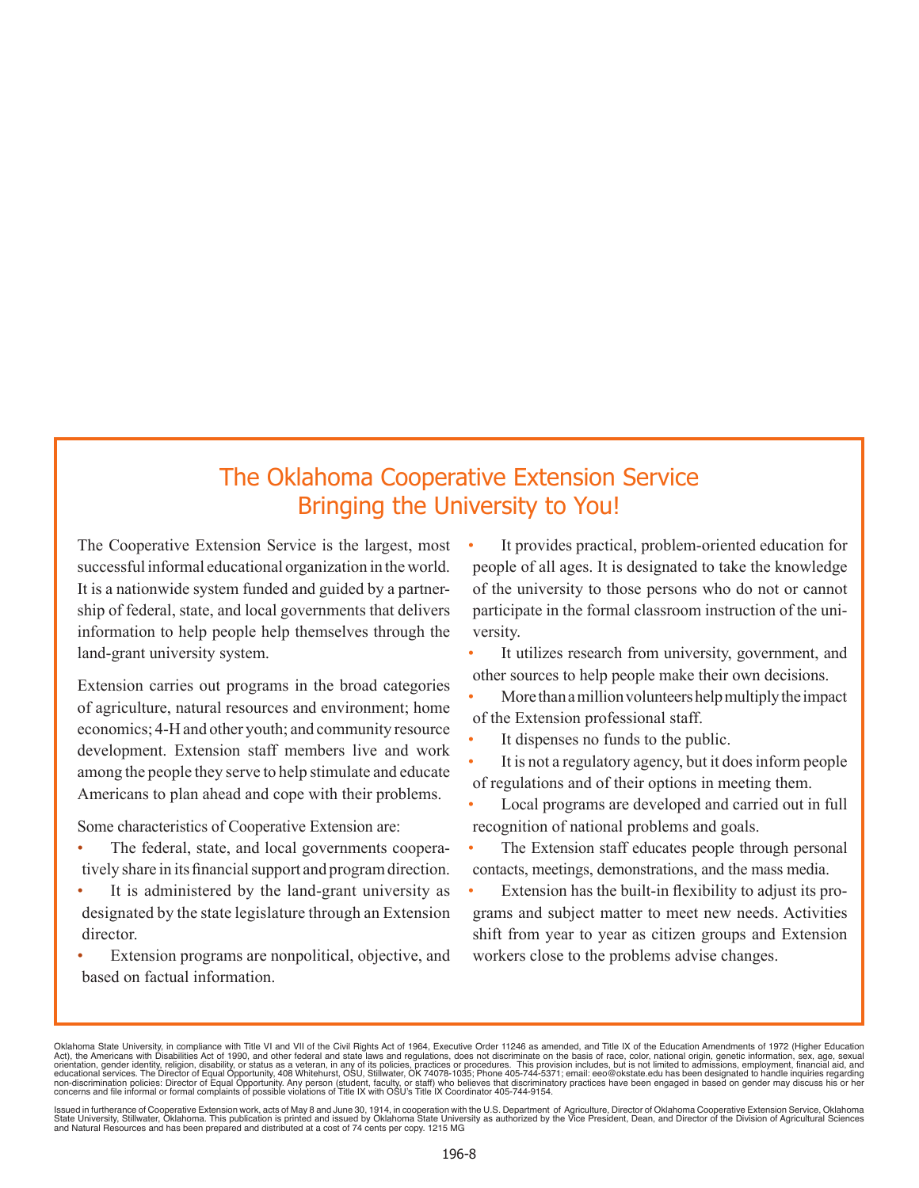# The Oklahoma Cooperative Extension Service
# Bringing the University to You!

The Cooperative Extension Service is the largest, most successful informal educational organization in the world. It is a nationwide system funded and guided by a partnership of federal, state, and local governments that delivers information to help people help themselves through the land-grant university system.

Extension carries out programs in the broad categories of agriculture, natural resources and environment; home economics; 4-H and other youth; and community resource development. Extension staff members live and work among the people they serve to help stimulate and educate Americans to plan ahead and cope with their problems.

Some characteristics of Cooperative Extension are:

- The federal, state, and local governments cooperatively share in its financial support and program direction.
- It is administered by the land-grant university as designated by the state legislature through an Extension director.
- Extension programs are nonpolitical, objective, and based on factual information.
- It provides practical, problem-oriented education for people of all ages. It is designated to take the knowledge of the university to those persons who do not or cannot participate in the formal classroom instruction of the university.
- It utilizes research from university, government, and other sources to help people make their own decisions.
- More than a million volunteers help multiply the impact of the Extension professional staff.
- It dispenses no funds to the public.
- It is not a regulatory agency, but it does inform people of regulations and of their options in meeting them.
- Local programs are developed and carried out in full recognition of national problems and goals.
- The Extension staff educates people through personal contacts, meetings, demonstrations, and the mass media.
- Extension has the built-in flexibility to adjust its programs and subject matter to meet new needs. Activities shift from year to year as citizen groups and Extension workers close to the problems advise changes.

Oklahoma State University, in compliance with Title VI and VII of the Civil Rights Act of 1964, Executive Order 11246 as amended, and Title IX of the Education Amendments of 1972 (Higher Education Act), the Americans with Disabilities Act of 1990, and other federal and state laws and regulations, does not discriminate on the basis of race, color, national origin, genetic information, sex, age, sexual orientation, gender identity, religion, disability, or status as a veteran, in any of its policies, practices or procedures. This provision includes, but is not limited to admissions, employment, financial aid, and educational services. The Director of Equal Opportunity, 408 Whitehurst, OSU, Stillwater, OK 74078-1035; Phone 405-744-5371; email: eeo@okstate.edu has been designated to handle inquiries regarding non-discrimination policies: Director of Equal Opportunity. Any person (student, faculty, or staff) who believes that discriminatory practices have been engaged in based on gender may discuss his or her concerns and file informal or formal complaints of possible violations of Title IX with OSU's Title IX Coordinator 405-744-9154.

Issued in furtherance of Cooperative Extension work, acts of May 8 and June 30, 1914, in cooperation with the U.S. Department of Agriculture, Director of Oklahoma Cooperative Extension Service, Oklahoma State University, Stillwater, Oklahoma. This publication is printed and issued by Oklahoma State University as authorized by the Vice President, Dean, and Director of the Division of Agricultural Sciences and Natural Resources and has been prepared and distributed at a cost of 74 cents per copy. 1215 MG